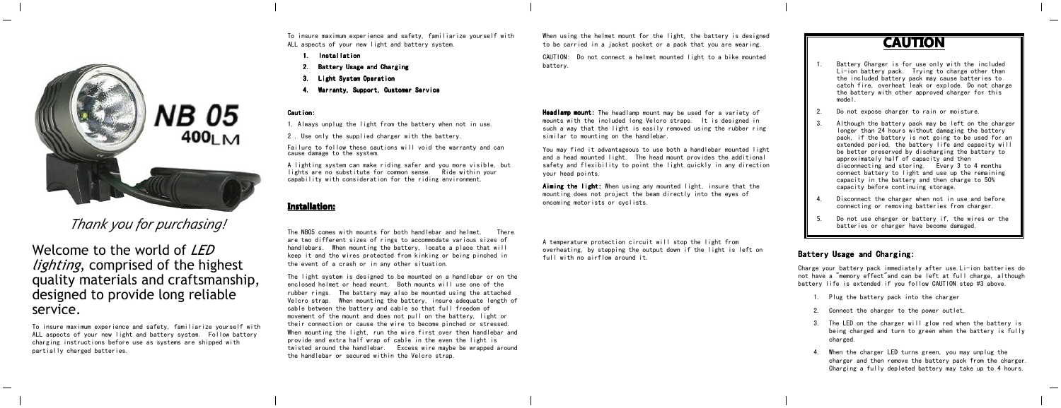NB 05
400LM

*Thank you for purchasing!*

# Welcome to the world of *LED lighting*, comprised of the highest quality materials and craftsmanship, designed to provide long reliable service.

To insure maximum experience and safety, familiarize yourself with ALL aspects of your new light and battery system. Follow battery charging instructions before use as systems are shipped with partially charged batteries.

To insure maximum experience and safety, familiarize yourself with ALL aspects of your new light and battery system.

1. **Installation**
2. **Battery Usage and Charging**
3. **Light System Operation**
4. **Warranty, Support, Customer Service**

**Caution:**

1. Always unplug the light from the battery when not in use.

2 . Use only the supplied charger with the battery.

Failure to follow these cautions will void the warranty and can cause damage to the system.

A lighting system can make riding safer and you more visible, but lights are no substitute for common sense. Ride within your capability with consideration for the riding environment.

## Installation:

The NB05 comes with mounts for both handlebar and helmet. There are two different sizes of rings to accommodate various sizes of handlebars. When mounting the battery, locate a place that will keep it and the wires protected from kinking or being pinched in the event of a crash or in any other situation.

The light system is designed to be mounted on a handlebar or on the enclosed helmet or head mount. Both mounts will use one of the rubber rings. The battery may also be mounted using the attached Velcro strap. When mounting the battery, insure adequate length of cable between the battery and cable so that full freedom of movement of the mount and does not pull on the battery, light or their connection or cause the wire to become pinched or stressed. When mounting the light, run the wire first over then handlebar and provide and extra half wrap of cable in the even the light is twisted around the handlebar. Excess wire maybe be wrapped around the handlebar or secured within the Velcro strap.

When using the helmet mount for the light, the battery is designed to be carried in a jacket pocket or a pack that you are wearing.

CAUTION: Do not connect a helmet mounted light to a bike mounted battery.

**Headlamp mount:** The headlamp mount may be used for a variety of mounts with the included long Velcro straps. It is designed in such a way that the light is easily removed using the rubber ring similar to mounting on the handlebar.

You may find it advantageous to use both a handlebar mounted light and a head mounted light. The head mount provides the additional safety and flexibility to point the light quickly in any direction your head points.

**Aiming the light:** When using any mounted light, insure that the mounting does not project the beam directly into the eyes of oncoming motorists or cyclists.

A temperature protection circuit will stop the light from overheating, by stepping the output down if the light is left on full with no airflow around it.

## CAUTION

1. Battery Charger is for use only with the included Li-ion battery pack. Trying to charge other than the included battery pack may cause batteries to catch fire, overheat leak or explode. Do not charge the battery with other approved charger for this model.
2. Do not expose charger to rain or moisture.
3. Although the battery pack may be left on the charger longer than 24 hours without damaging the battery pack, if the battery is not going to be used for an extended period, the battery life and capacity will be better preserved by discharging the battery to approximately half of capacity and then disconnecting and storing. Every 3 to 4 months connect battery to light and use up the remaining capacity in the battery and then charge to 50% capacity before continuing storage.
4. Disconnect the charger when not in use and before connecting or removing batteries from charger.
5. Do not use charger or battery if, the wires or the batteries or charger have become damaged.

### Battery Usage and Charging:

Charge your battery pack immediately after use. Li-ion batteries do not have a "memory effect" and can be left at full charge, although battery life is extended if you follow CAUTION step #3 above.

1. Plug the battery pack into the charger
2. Connect the charger to the power outlet.
3. The LED on the charger will glow red when the battery is being charged and turn to green when the battery is fully charged.
4. When the charger LED turns green, you may unplug the charger and then remove the battery pack from the charger. Charging a fully depleted battery may take up to 4 hours.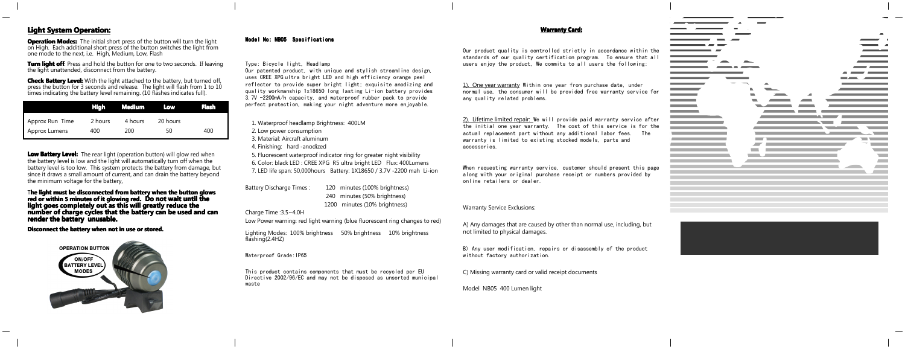## Light System Operation:

**Operation Modes:** The initial short press of the button will turn the light on High. Each additional short press of the button switches the light from one mode to the next, i.e. High, Medium, Low, Flash

**Turn light off**: Press and hold the button for one to two seconds. If leaving the light unattended, disconnect from the battery.

**Check Battery Level:** With the light attached to the battery, but turned off, press the button for 3 seconds and release. The light will flash from 1 to 10 times indicating the battery level remaining. (10 flashes indicates full).

| | High | Medium | Low | Flash |
|---|---|---|---|---|
| Approx Run Time | 2 hours | 4 hours | 20 hours | |
| Approx Lumens | 400 | 200 | 50 | 400 |

**Low Battery Level:** The rear light (operation button) will glow red when the battery level is low and the light will automatically turn off when the battery level is too low. This system protects the battery from damage, but since it draws a small amount of current, and can drain the battery beyond the minimum voltage for the battery,

**The light must be disconnected from battery when the button glows red or within 5 minutes of it glowing red. Do not wait until the light goes completely out as this will greatly reduce the number of charge cycles that the battery can be used and can render the battery unusable.**

**Disconnect the battery when not in use or stored.**

OPERATION BUTTON

ON/OFF
BATTERY LEVEL
MODES

### Model No: NB05 Specifications

Type: Bicycle light, Headlamp

Our patented product, with unique and stylish streamline design, uses CREE XPG ultra bright LED and high efficiency orange peel reflector to provide super bright light; exquisite anodizing and quality workmanship 1x18650 long lasting Li-ion battery provides 3.7V -2200mA/h capacity, and waterproof rubber pack to provide perfect protection, making your night adventure more enjoyable.

1. Waterproof headlamp Brightness: 400LM
2. Low power consumption
3. Material: Aircraft aluminum
4. Finishing: hard -anodized
5. Fluorescent waterproof indicator ring for greater night visibility
6. Color: black LED : CREE XPG R5 ultra bright LED Flux: 400Lumens
7. LED life span: 50,000hours Battery: 1X18650 / 3.7V -2200 mah Li-ion

Battery Discharge Times : 120 minutes (100% brightness)
240 minutes (50% brightness)
1200 minutes (10% brightness)

Charge Time :3.5~4.0H

Low Power warning: red light warning (blue fluorescent ring changes to red)

Lighting Modes: 100% brightness 50% brightness 10% brightness flashing(2.4HZ)

Waterproof Grade: IP65

This product contains components that must be recycled per EU Directive 2002/96/EC and may not be disposed as unsorted municipal waste

## Warranty Card:

Our product quality is controlled strictly in accordance within the standards of our quality certification program. To ensure that all users enjoy the product, We commits to all users the following:

1). One year warranty Within one year from purchase date, under normal use, the consumer will be provided free warranty service for any quality related problems.

2). Lifetime limited repair: We will provide paid warranty service after the initial one year warranty. The cost of this service is for the actual replacement part without any additional labor fees. The warranty is limited to existing stocked models, parts and accessories.

When requesting warranty service, customer should present this page along with your original purchase receipt or numbers provided by online retailers or dealer.

Warranty Service Exclusions:

A) Any damages that are caused by other than normal use, including, but not limited to physical damages.

B) Any user modification, repairs or disassembly of the product without factory authorization.

C) Missing warranty card or valid receipt documents

Model NB05 400 Lumen light